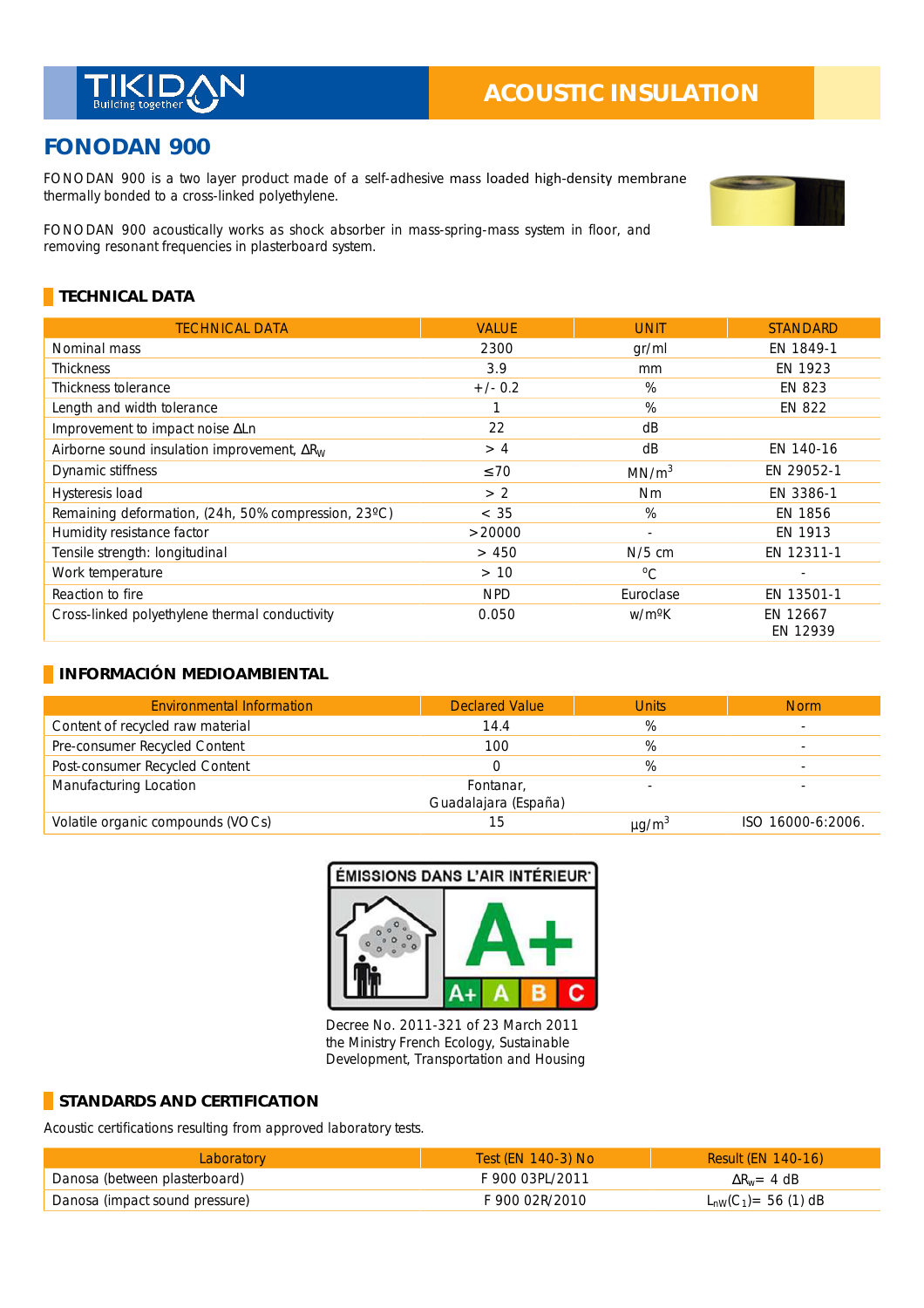TIKIDAN
Building together

ACOUSTIC INSULATION

# FONODAN 900

FONODAN 900 is a two layer product made of a self-adhesive mass loaded high-density membrane thermally bonded to a cross-linked polyethylene.

FONODAN 900 acoustically works as shock absorber in mass-spring-mass system in floor, and removing resonant frequencies in plasterboard system.

## TECHNICAL DATA

| TECHNICAL DATA | VALUE | UNIT | STANDARD |
|---|---|---|---|
| Nominal mass | 2300 | gr/ml | EN 1849-1 |
| Thickness | 3.9 | mm | EN 1923 |
| Thickness tolerance | +/- 0.2 | % | EN 823 |
| Length and width tolerance | 1 | % | EN 822 |
| Improvement to impact noise $\Delta Ln$ | 22 | dB | |
| Airborne sound insulation improvement, $\Delta R_W$ | > 4 | dB | EN 140-16 |
| Dynamic stiffness | ≤70 | $MN/m^3$ | EN 29052-1 |
| Hysteresis load | > 2 | Nm | EN 3386-1 |
| Remaining deformation, (24h, 50% compression, 23ºC) | < 35 | % | EN 1856 |
| Humidity resistance factor | >20000 | - | EN 1913 |
| Tensile strength: longitudinal | > 450 | N/5 cm | EN 12311-1 |
| Work temperature | > 10 | ºC | - |
| Reaction to fire | NPD | Euroclase | EN 13501-1 |
| Cross-linked polyethylene thermal conductivity | 0.050 | w/mºK | EN 12667<br>EN 12939 |

## INFORMACIÓN MEDIOAMBIENTAL

| Environmental Information | Declared Value | Units | Norm |
|---|---|---|---|
| Content of recycled raw material | 14.4 | % | - |
| Pre-consumer Recycled Content | 100 | % | - |
| Post-consumer Recycled Content | 0 | % | - |
| Manufacturing Location | Fontanar, Guadalajara (España) | - | - |
| Volatile organic compounds (VOCs) | 15 | $\mu g/m^3$ | ISO 16000-6:2006. |

ÉMISSIONS DANS L'AIR INTÉRIEUR — A+ (A+ A B C)

Decree No. 2011-321 of 23 March 2011 the Ministry French Ecology, Sustainable Development, Transportation and Housing

## STANDARDS AND CERTIFICATION

Acoustic certifications resulting from approved laboratory tests.

| Laboratory | Test (EN 140-3) No | Result (EN 140-16) |
|---|---|---|
| Danosa (between plasterboard) | F 900 03PL/2011 | $\Delta R_w$= 4 dB |
| Danosa (impact sound pressure) | F 900 02R/2010 | $L_{nw}(C_1)$= 56 (1) dB |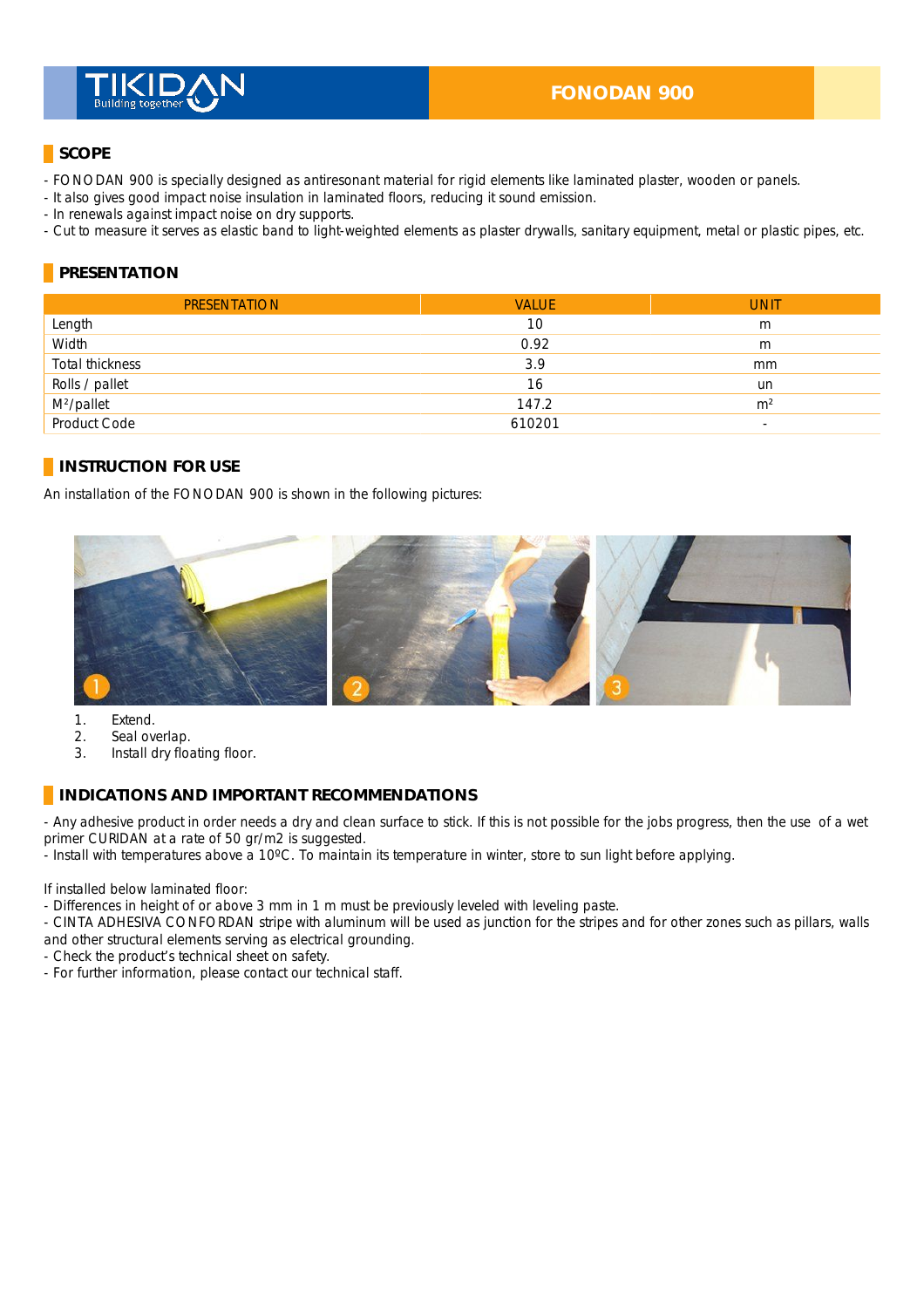# FONODAN 900

## SCOPE

- FONODAN 900 is specially designed as antiresonant material for rigid elements like laminated plaster, wooden or panels.
- It also gives good impact noise insulation in laminated floors, reducing it sound emission.
- In renewals against impact noise on dry supports.
- Cut to measure it serves as elastic band to light-weighted elements as plaster drywalls, sanitary equipment, metal or plastic pipes, etc.

## PRESENTATION

| PRESENTATION | VALUE | UNIT |
|---|---|---|
| Length | 10 | m |
| Width | 0.92 | m |
| Total thickness | 3.9 | mm |
| Rolls / pallet | 16 | un |
| M²/pallet | 147.2 | m² |
| Product Code | 610201 | - |

## INSTRUCTION FOR USE

An installation of the FONODAN 900 is shown in the following pictures:

1. Extend.
2. Seal overlap.
3. Install dry floating floor.

## INDICATIONS AND IMPORTANT RECOMMENDATIONS

- Any adhesive product in order needs a dry and clean surface to stick. If this is not possible for the jobs progress, then the use of a wet primer CURIDAN at a rate of 50 gr/m2 is suggested.
- Install with temperatures above a 10ºC. To maintain its temperature in winter, store to sun light before applying.

If installed below laminated floor:
- Differences in height of or above 3 mm in 1 m must be previously leveled with leveling paste.
- CINTA ADHESIVA CONFORDAN stripe with aluminum will be used as junction for the stripes and for other zones such as pillars, walls and other structural elements serving as electrical grounding.
- Check the product's technical sheet on safety.
- For further information, please contact our technical staff.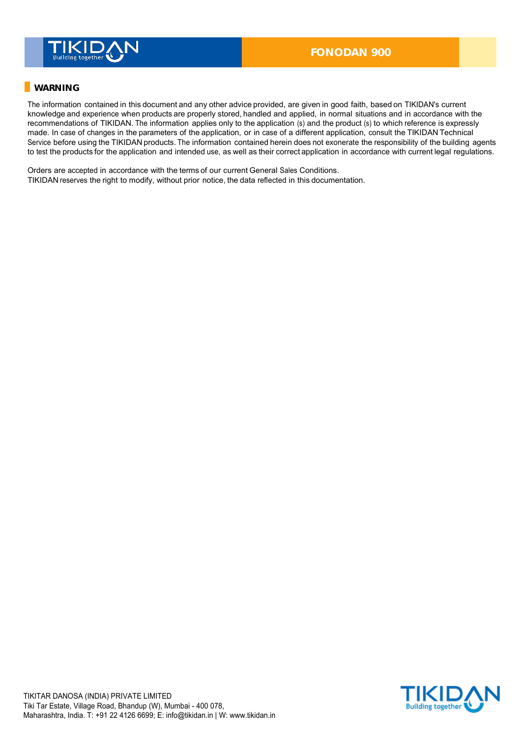## WARNING

The information contained in this document and any other advice provided, are given in good faith, based on TIKIDAN's current knowledge and experience when products are properly stored, handled and applied, in normal situations and in accordance with the recommendations of TIKIDAN. The information applies only to the application (s) and the product (s) to which reference is expressly made. In case of changes in the parameters of the application, or in case of a different application, consult the TIKIDAN Technical Service before using the TIKIDAN products. The information contained herein does not exonerate the responsibility of the building agents to test the products for the application and intended use, as well as their correct application in accordance with current legal regulations.

Orders are accepted in accordance with the terms of our current General Sales Conditions.
TIKIDAN reserves the right to modify, without prior notice, the data reflected in this documentation.

TIKITAR DANOSA (INDIA) PRIVATE LIMITED
Tiki Tar Estate, Village Road, Bhandup (W), Mumbai - 400 078,
Maharashtra, India. T: +91 22 4126 6699; E: info@tikidan.in | W: www.tikidan.in